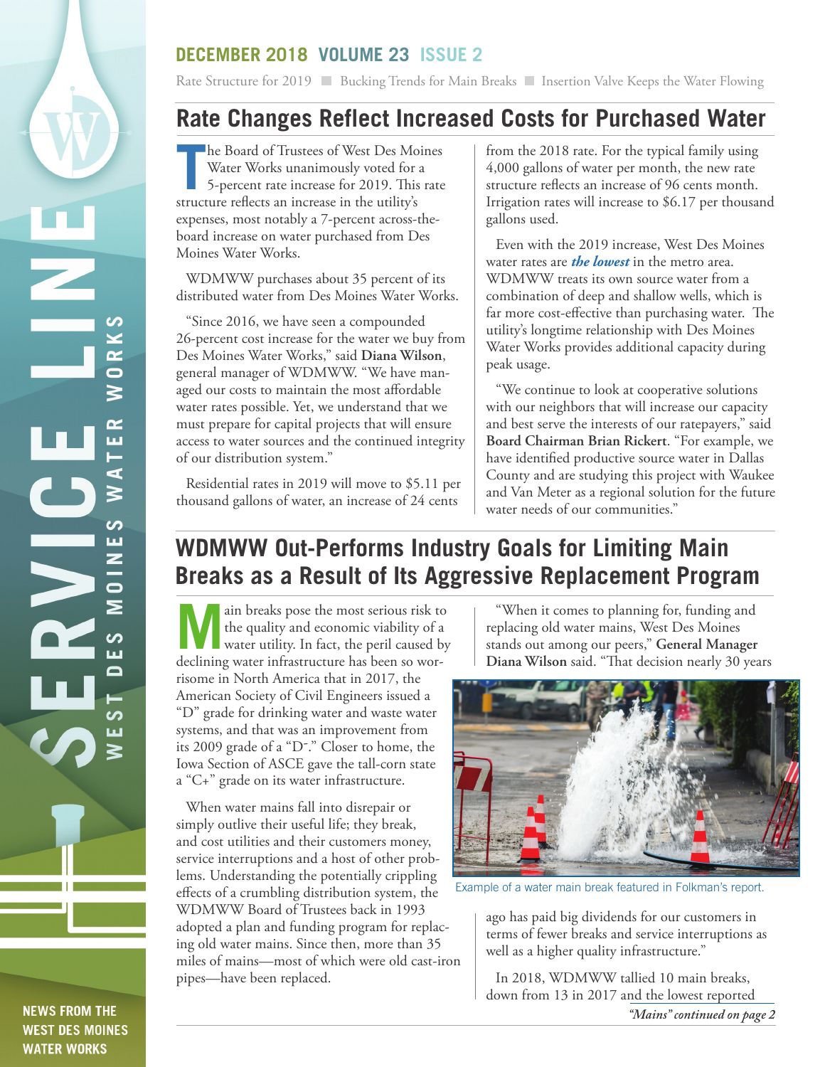SERVICE LINE

WEST DES MOINES WATER WORKS

NEWS FROM THE WEST DES MOINES WATER WORKS

**DECEMBER 2018 VOLUME 23 ISSUE 2**

Rate Structure for 2019 ■ Bucking Trends for Main Breaks ■ Insertion Valve Keeps the Water Flowing

# Rate Changes Reflect Increased Costs for Purchased Water

The Board of Trustees of West Des Moines Water Works unanimously voted for a 5-percent rate increase for 2019. This rate structure reflects an increase in the utility's expenses, most notably a 7-percent across-the-board increase on water purchased from Des Moines Water Works.

WDMWW purchases about 35 percent of its distributed water from Des Moines Water Works.

"Since 2016, we have seen a compounded 26-percent cost increase for the water we buy from Des Moines Water Works," said **Diana Wilson**, general manager of WDMWW. "We have managed our costs to maintain the most affordable water rates possible. Yet, we understand that we must prepare for capital projects that will ensure access to water sources and the continued integrity of our distribution system."

Residential rates in 2019 will move to $5.11 per thousand gallons of water, an increase of 24 cents from the 2018 rate. For the typical family using 4,000 gallons of water per month, the new rate structure reflects an increase of 96 cents month. Irrigation rates will increase to $6.17 per thousand gallons used.

Even with the 2019 increase, West Des Moines water rates are ***the lowest*** in the metro area. WDMWW treats its own source water from a combination of deep and shallow wells, which is far more cost-effective than purchasing water. The utility's longtime relationship with Des Moines Water Works provides additional capacity during peak usage.

"We continue to look at cooperative solutions with our neighbors that will increase our capacity and best serve the interests of our ratepayers," said **Board Chairman Brian Rickert**. "For example, we have identified productive source water in Dallas County and are studying this project with Waukee and Van Meter as a regional solution for the future water needs of our communities."

# WDMWW Out-Performs Industry Goals for Limiting Main Breaks as a Result of Its Aggressive Replacement Program

Main breaks pose the most serious risk to the quality and economic viability of a water utility. In fact, the peril caused by declining water infrastructure has been so worrisome in North America that in 2017, the American Society of Civil Engineers issued a "D" grade for drinking water and waste water systems, and that was an improvement from its 2009 grade of a "D-." Closer to home, the Iowa Section of ASCE gave the tall-corn state a "C+" grade on its water infrastructure.

When water mains fall into disrepair or simply outlive their useful life; they break, and cost utilities and their customers money, service interruptions and a host of other problems. Understanding the potentially crippling effects of a crumbling distribution system, the WDMWW Board of Trustees back in 1993 adopted a plan and funding program for replacing old water mains. Since then, more than 35 miles of mains—most of which were old cast-iron pipes—have been replaced.

"When it comes to planning for, funding and replacing old water mains, West Des Moines stands out among our peers," **General Manager Diana Wilson** said. "That decision nearly 30 years ago has paid big dividends for our customers in terms of fewer breaks and service interruptions as well as a higher quality infrastructure."

Example of a water main break featured in Folkman's report.

In 2018, WDMWW tallied 10 main breaks, down from 13 in 2017 and the lowest reported

*"Mains" continued on page 2*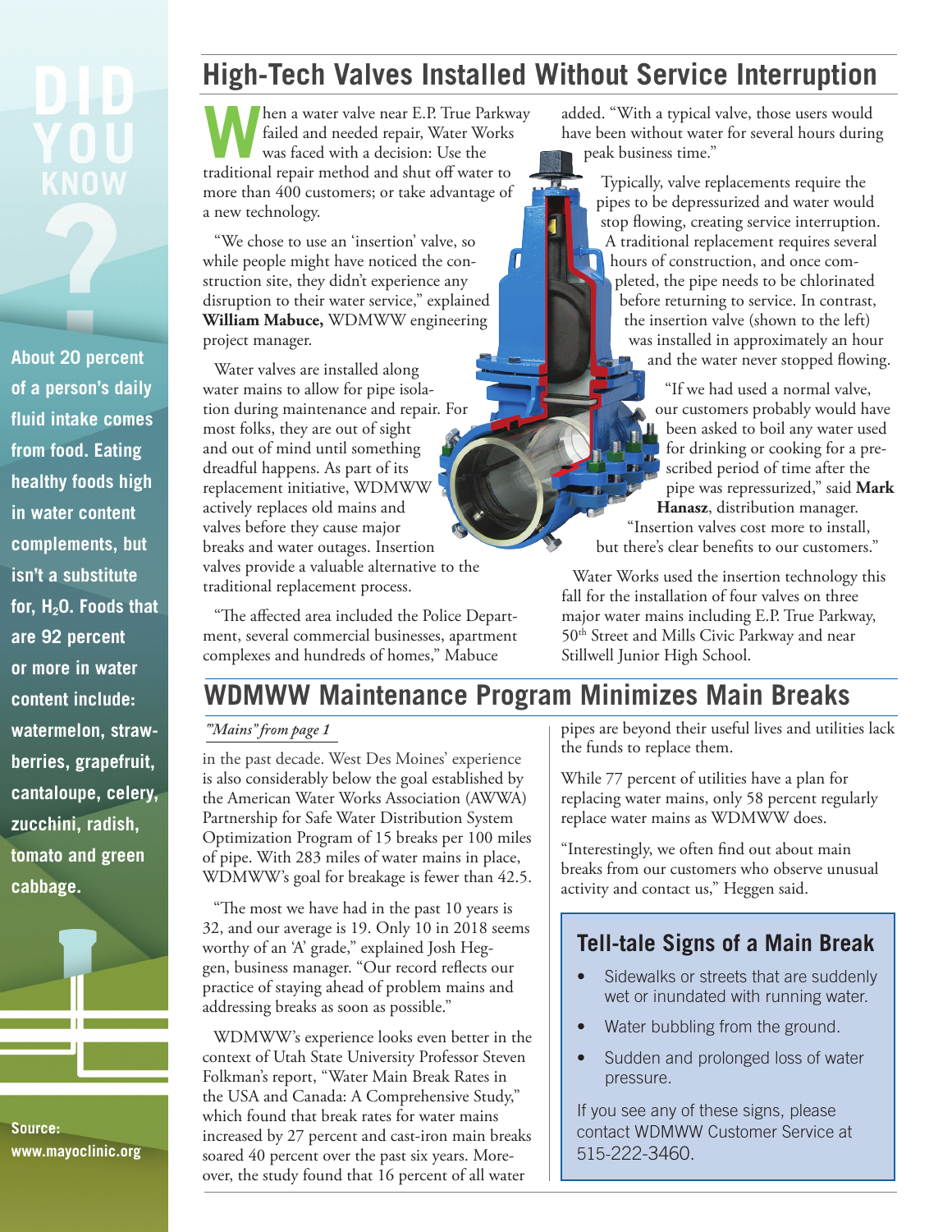## DID YOU KNOW?

About 20 percent of a person's daily fluid intake comes from food. Eating healthy foods high in water content complements, but isn't a substitute for, $H_2O$. Foods that are 92 percent or more in water content include: watermelon, strawberries, grapefruit, cantaloupe, celery, zucchini, radish, tomato and green cabbage.

Source: www.mayoclinic.org

# High-Tech Valves Installed Without Service Interruption

When a water valve near E.P. True Parkway failed and needed repair, Water Works was faced with a decision: Use the traditional repair method and shut off water to more than 400 customers; or take advantage of a new technology.

"We chose to use an 'insertion' valve, so while people might have noticed the construction site, they didn't experience any disruption to their water service," explained **William Mabuce,** WDMWW engineering project manager.

Water valves are installed along water mains to allow for pipe isolation during maintenance and repair. For most folks, they are out of sight and out of mind until something dreadful happens. As part of its replacement initiative, WDMWW actively replaces old mains and valves before they cause major breaks and water outages. Insertion valves provide a valuable alternative to the traditional replacement process.

"The affected area included the Police Department, several commercial businesses, apartment complexes and hundreds of homes," Mabuce added. "With a typical valve, those users would have been without water for several hours during peak business time."

Typically, valve replacements require the pipes to be depressurized and water would stop flowing, creating service interruption. A traditional replacement requires several hours of construction, and once completed, the pipe needs to be chlorinated before returning to service. In contrast, the insertion valve (shown to the left) was installed in approximately an hour and the water never stopped flowing.

"If we had used a normal valve, our customers probably would have been asked to boil any water used for drinking or cooking for a prescribed period of time after the pipe was repressurized," said **Mark Hanasz**, distribution manager. "Insertion valves cost more to install, but there's clear benefits to our customers."

Water Works used the insertion technology this fall for the installation of four valves on three major water mains including E.P. True Parkway, 50th Street and Mills Civic Parkway and near Stillwell Junior High School.

# WDMWW Maintenance Program Minimizes Main Breaks

*"Mains" from page 1*

in the past decade. West Des Moines' experience is also considerably below the goal established by the American Water Works Association (AWWA) Partnership for Safe Water Distribution System Optimization Program of 15 breaks per 100 miles of pipe. With 283 miles of water mains in place, WDMWW's goal for breakage is fewer than 42.5.

"The most we have had in the past 10 years is 32, and our average is 19. Only 10 in 2018 seems worthy of an 'A' grade," explained Josh Heggen, business manager. "Our record reflects our practice of staying ahead of problem mains and addressing breaks as soon as possible."

WDMWW's experience looks even better in the context of Utah State University Professor Steven Folkman's report, "Water Main Break Rates in the USA and Canada: A Comprehensive Study," which found that break rates for water mains increased by 27 percent and cast-iron main breaks soared 40 percent over the past six years. Moreover, the study found that 16 percent of all water pipes are beyond their useful lives and utilities lack the funds to replace them.

While 77 percent of utilities have a plan for replacing water mains, only 58 percent regularly replace water mains as WDMWW does.

"Interestingly, we often find out about main breaks from our customers who observe unusual activity and contact us," Heggen said.

## Tell-tale Signs of a Main Break

- Sidewalks or streets that are suddenly wet or inundated with running water.
- Water bubbling from the ground.
- Sudden and prolonged loss of water pressure.

If you see any of these signs, please contact WDMWW Customer Service at 515-222-3460.